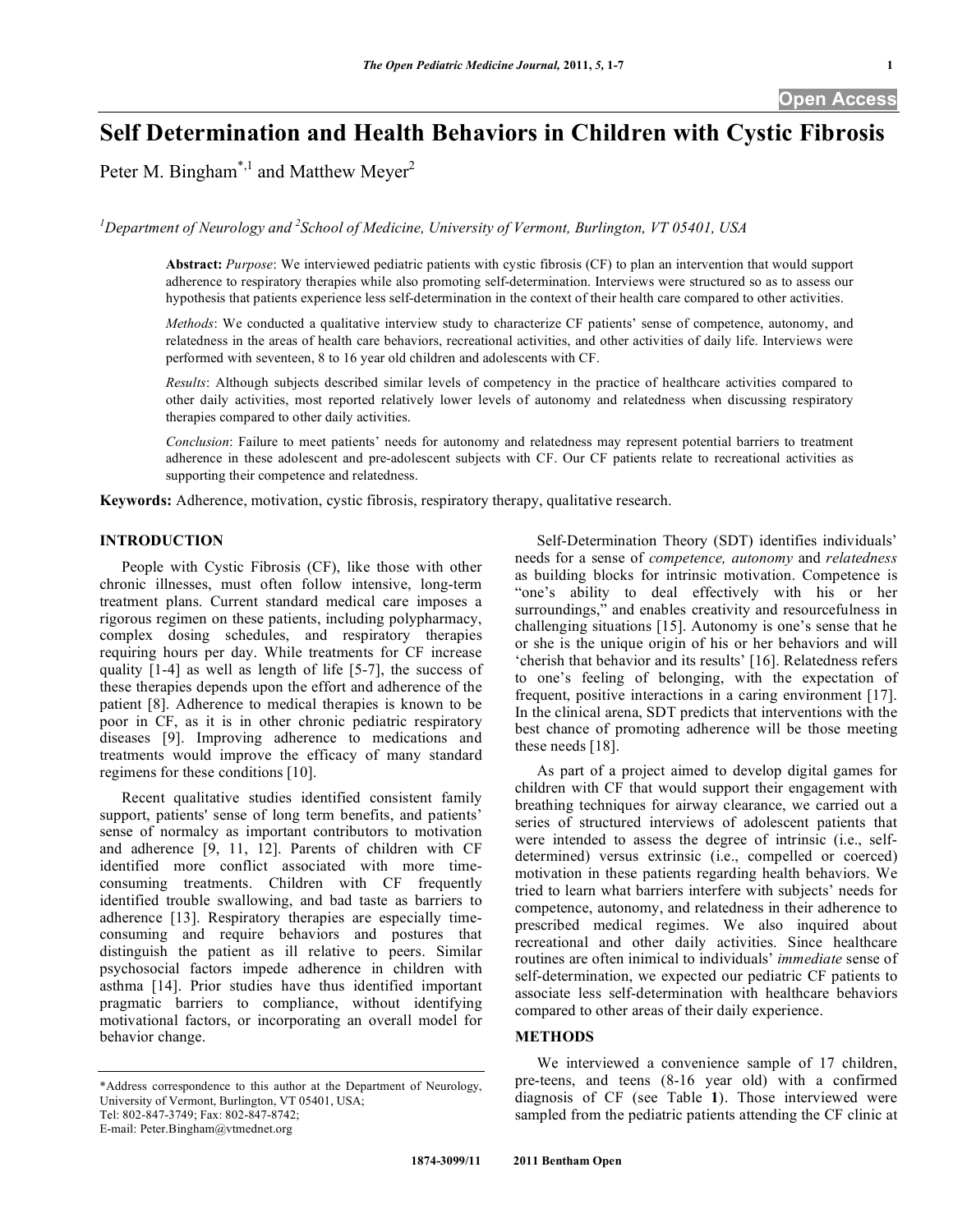# Self Determination and Health Behaviors in Children with Cystic Fibrosis

Peter M. Bingham[*,1] and Matthew Meyer[2]

[1]Department of Neurology and [2]School of Medicine, University of Vermont, Burlington, VT 05401, USA

**Abstract:** *Purpose*: We interviewed pediatric patients with cystic fibrosis (CF) to plan an intervention that would support adherence to respiratory therapies while also promoting self-determination. Interviews were structured so as to assess our hypothesis that patients experience less self-determination in the context of their health care compared to other activities.

*Methods*: We conducted a qualitative interview study to characterize CF patients' sense of competence, autonomy, and relatedness in the areas of health care behaviors, recreational activities, and other activities of daily life. Interviews were performed with seventeen, 8 to 16 year old children and adolescents with CF.

*Results*: Although subjects described similar levels of competency in the practice of healthcare activities compared to other daily activities, most reported relatively lower levels of autonomy and relatedness when discussing respiratory therapies compared to other daily activities.

*Conclusion*: Failure to meet patients' needs for autonomy and relatedness may represent potential barriers to treatment adherence in these adolescent and pre-adolescent subjects with CF. Our CF patients relate to recreational activities as supporting their competence and relatedness.

**Keywords:** Adherence, motivation, cystic fibrosis, respiratory therapy, qualitative research.

## INTRODUCTION

People with Cystic Fibrosis (CF), like those with other chronic illnesses, must often follow intensive, long-term treatment plans. Current standard medical care imposes a rigorous regimen on these patients, including polypharmacy, complex dosing schedules, and respiratory therapies requiring hours per day. While treatments for CF increase quality [1-4] as well as length of life [5-7], the success of these therapies depends upon the effort and adherence of the patient [8]. Adherence to medical therapies is known to be poor in CF, as it is in other chronic pediatric respiratory diseases [9]. Improving adherence to medications and treatments would improve the efficacy of many standard regimens for these conditions [10].

Recent qualitative studies identified consistent family support, patients' sense of long term benefits, and patients' sense of normalcy as important contributors to motivation and adherence [9, 11, 12]. Parents of children with CF identified more conflict associated with more time-consuming treatments. Children with CF frequently identified trouble swallowing, and bad taste as barriers to adherence [13]. Respiratory therapies are especially time-consuming and require behaviors and postures that distinguish the patient as ill relative to peers. Similar psychosocial factors impede adherence in children with asthma [14]. Prior studies have thus identified important pragmatic barriers to compliance, without identifying motivational factors, or incorporating an overall model for behavior change.

Self-Determination Theory (SDT) identifies individuals' needs for a sense of *competence, autonomy* and *relatedness* as building blocks for intrinsic motivation. Competence is "one's ability to deal effectively with his or her surroundings," and enables creativity and resourcefulness in challenging situations [15]. Autonomy is one's sense that he or she is the unique origin of his or her behaviors and will 'cherish that behavior and its results' [16]. Relatedness refers to one's feeling of belonging, with the expectation of frequent, positive interactions in a caring environment [17]. In the clinical arena, SDT predicts that interventions with the best chance of promoting adherence will be those meeting these needs [18].

As part of a project aimed to develop digital games for children with CF that would support their engagement with breathing techniques for airway clearance, we carried out a series of structured interviews of adolescent patients that were intended to assess the degree of intrinsic (i.e., self-determined) versus extrinsic (i.e., compelled or coerced) motivation in these patients regarding health behaviors. We tried to learn what barriers interfere with subjects' needs for competence, autonomy, and relatedness in their adherence to prescribed medical regimes. We also inquired about recreational and other daily activities. Since healthcare routines are often inimical to individuals' *immediate* sense of self-determination, we expected our pediatric CF patients to associate less self-determination with healthcare behaviors compared to other areas of their daily experience.

## METHODS

We interviewed a convenience sample of 17 children, pre-teens, and teens (8-16 year old) with a confirmed diagnosis of CF (see Table **1**). Those interviewed were sampled from the pediatric patients attending the CF clinic at

*Address correspondence to this author at the Department of Neurology, University of Vermont, Burlington, VT 05401, USA; Tel: 802-847-3749; Fax: 802-847-8742; E-mail: Peter.Bingham@vtmednet.org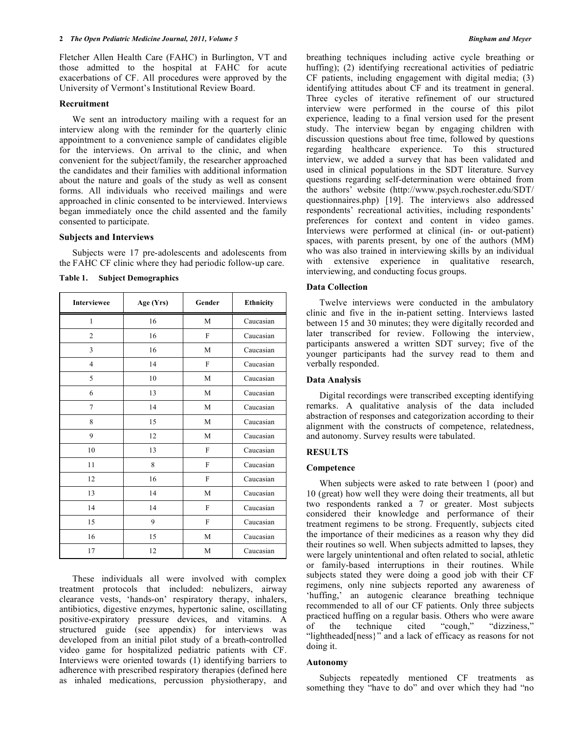Fletcher Allen Health Care (FAHC) in Burlington, VT and those admitted to the hospital at FAHC for acute exacerbations of CF. All procedures were approved by the University of Vermont's Institutional Review Board.

### Recruitment

We sent an introductory mailing with a request for an interview along with the reminder for the quarterly clinic appointment to a convenience sample of candidates eligible for the interviews. On arrival to the clinic, and when convenient for the subject/family, the researcher approached the candidates and their families with additional information about the nature and goals of the study as well as consent forms. All individuals who received mailings and were approached in clinic consented to be interviewed. Interviews began immediately once the child assented and the family consented to participate.

### Subjects and Interviews

Subjects were 17 pre-adolescents and adolescents from the FAHC CF clinic where they had periodic follow-up care.

**Table 1. Subject Demographics**

| Interviewee | Age (Yrs) | Gender | Ethnicity |
|---|---|---|---|
| 1 | 16 | M | Caucasian |
| 2 | 16 | F | Caucasian |
| 3 | 16 | M | Caucasian |
| 4 | 14 | F | Caucasian |
| 5 | 10 | M | Caucasian |
| 6 | 13 | M | Caucasian |
| 7 | 14 | M | Caucasian |
| 8 | 15 | M | Caucasian |
| 9 | 12 | M | Caucasian |
| 10 | 13 | F | Caucasian |
| 11 | 8 | F | Caucasian |
| 12 | 16 | F | Caucasian |
| 13 | 14 | M | Caucasian |
| 14 | 14 | F | Caucasian |
| 15 | 9 | F | Caucasian |
| 16 | 15 | M | Caucasian |
| 17 | 12 | M | Caucasian |

These individuals all were involved with complex treatment protocols that included: nebulizers, airway clearance vests, 'hands-on' respiratory therapy, inhalers, antibiotics, digestive enzymes, hypertonic saline, oscillating positive-expiratory pressure devices, and vitamins. A structured guide (see appendix) for interviews was developed from an initial pilot study of a breath-controlled video game for hospitalized pediatric patients with CF. Interviews were oriented towards (1) identifying barriers to adherence with prescribed respiratory therapies (defined here as inhaled medications, percussion physiotherapy, and breathing techniques including active cycle breathing or huffing); (2) identifying recreational activities of pediatric CF patients, including engagement with digital media; (3) identifying attitudes about CF and its treatment in general. Three cycles of iterative refinement of our structured interview were performed in the course of this pilot experience, leading to a final version used for the present study. The interview began by engaging children with discussion questions about free time, followed by questions regarding healthcare experience. To this structured interview, we added a survey that has been validated and used in clinical populations in the SDT literature. Survey questions regarding self-determination were obtained from the authors' website (http://www.psych.rochester.edu/SDT/questionnaires.php) [19]. The interviews also addressed respondents' recreational activities, including respondents' preferences for context and content in video games. Interviews were performed at clinical (in- or out-patient) spaces, with parents present, by one of the authors (MM) who was also trained in interviewing skills by an individual with extensive experience in qualitative research, interviewing, and conducting focus groups.

### Data Collection

Twelve interviews were conducted in the ambulatory clinic and five in the in-patient setting. Interviews lasted between 15 and 30 minutes; they were digitally recorded and later transcribed for review. Following the interview, participants answered a written SDT survey; five of the younger participants had the survey read to them and verbally responded.

### Data Analysis

Digital recordings were transcribed excepting identifying remarks. A qualitative analysis of the data included abstraction of responses and categorization according to their alignment with the constructs of competence, relatedness, and autonomy. Survey results were tabulated.

## RESULTS

### Competence

When subjects were asked to rate between 1 (poor) and 10 (great) how well they were doing their treatments, all but two respondents ranked a 7 or greater. Most subjects considered their knowledge and performance of their treatment regimens to be strong. Frequently, subjects cited the importance of their medicines as a reason why they did their routines so well. When subjects admitted to lapses, they were largely unintentional and often related to social, athletic or family-based interruptions in their routines. While subjects stated they were doing a good job with their CF regimens, only nine subjects reported any awareness of 'huffing,' an autogenic clearance breathing technique recommended to all of our CF patients. Only three subjects practiced huffing on a regular basis. Others who were aware of the technique cited "cough," "dizziness," "lightheaded[ness}" and a lack of efficacy as reasons for not doing it.

### Autonomy

Subjects repeatedly mentioned CF treatments as something they "have to do" and over which they had "no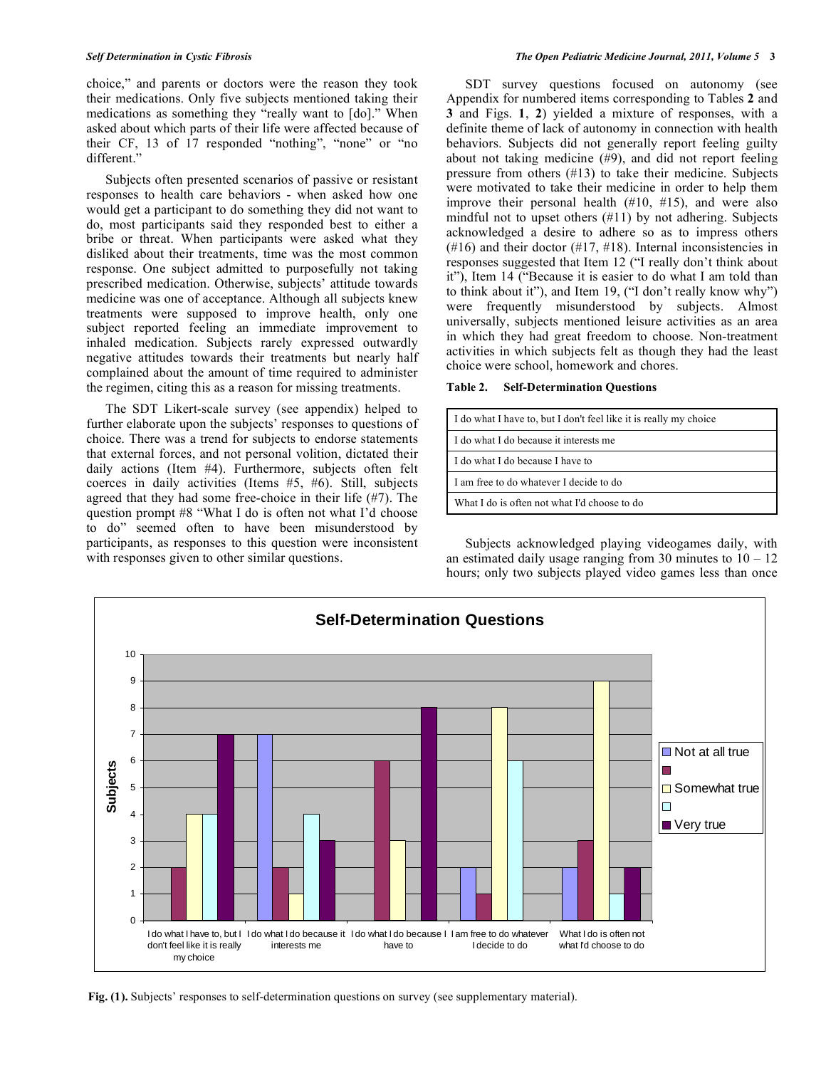choice," and parents or doctors were the reason they took their medications. Only five subjects mentioned taking their medications as something they "really want to [do]." When asked about which parts of their life were affected because of their CF, 13 of 17 responded "nothing", "none" or "no different."

Subjects often presented scenarios of passive or resistant responses to health care behaviors - when asked how one would get a participant to do something they did not want to do, most participants said they responded best to either a bribe or threat. When participants were asked what they disliked about their treatments, time was the most common response. One subject admitted to purposefully not taking prescribed medication. Otherwise, subjects' attitude towards medicine was one of acceptance. Although all subjects knew treatments were supposed to improve health, only one subject reported feeling an immediate improvement to inhaled medication. Subjects rarely expressed outwardly negative attitudes towards their treatments but nearly half complained about the amount of time required to administer the regimen, citing this as a reason for missing treatments.

The SDT Likert-scale survey (see appendix) helped to further elaborate upon the subjects' responses to questions of choice. There was a trend for subjects to endorse statements that external forces, and not personal volition, dictated their daily actions (Item #4). Furthermore, subjects often felt coerces in daily activities (Items #5, #6). Still, subjects agreed that they had some free-choice in their life (#7). The question prompt #8 "What I do is often not what I'd choose to do" seemed often to have been misunderstood by participants, as responses to this question were inconsistent with responses given to other similar questions.

SDT survey questions focused on autonomy (see Appendix for numbered items corresponding to Tables **2** and **3** and Figs. **1**, **2**) yielded a mixture of responses, with a definite theme of lack of autonomy in connection with health behaviors. Subjects did not generally report feeling guilty about not taking medicine (#9), and did not report feeling pressure from others (#13) to take their medicine. Subjects were motivated to take their medicine in order to help them improve their personal health (#10, #15), and were also mindful not to upset others (#11) by not adhering. Subjects acknowledged a desire to adhere so as to impress others (#16) and their doctor (#17, #18). Internal inconsistencies in responses suggested that Item 12 ("I really don't think about it"), Item 14 ("Because it is easier to do what I am told than to think about it"), and Item 19, ("I don't really know why") were frequently misunderstood by subjects. Almost universally, subjects mentioned leisure activities as an area in which they had great freedom to choose. Non-treatment activities in which subjects felt as though they had the least choice were school, homework and chores.

**Table 2. Self-Determination Questions**

| |
|---|
| I do what I have to, but I don't feel like it is really my choice |
| I do what I do because it interests me |
| I do what I do because I have to |
| I am free to do whatever I decide to do |
| What I do is often not what I'd choose to do |

Subjects acknowledged playing videogames daily, with an estimated daily usage ranging from 30 minutes to 10 – 12 hours; only two subjects played video games less than once

**Fig. (1).** Subjects' responses to self-determination questions on survey (see supplementary material).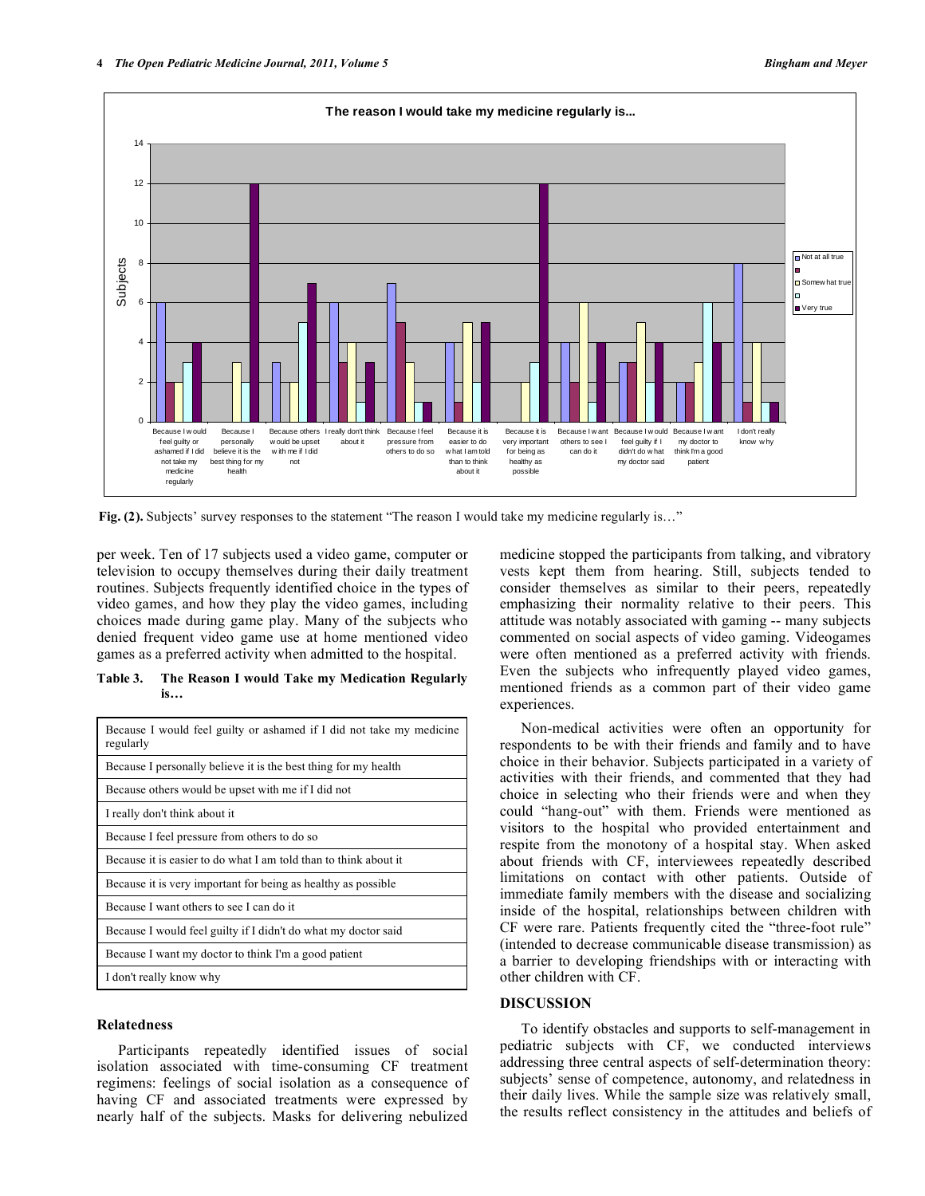Fig. (2). Subjects' survey responses to the statement "The reason I would take my medicine regularly is…"

per week. Ten of 17 subjects used a video game, computer or television to occupy themselves during their daily treatment routines. Subjects frequently identified choice in the types of video games, and how they play the video games, including choices made during game play. Many of the subjects who denied frequent video game use at home mentioned video games as a preferred activity when admitted to the hospital.

**Table 3. The Reason I would Take my Medication Regularly is…**

| |
|---|
| Because I would feel guilty or ashamed if I did not take my medicine regularly |
| Because I personally believe it is the best thing for my health |
| Because others would be upset with me if I did not |
| I really don't think about it |
| Because I feel pressure from others to do so |
| Because it is easier to do what I am told than to think about it |
| Because it is very important for being as healthy as possible |
| Because I want others to see I can do it |
| Because I would feel guilty if I didn't do what my doctor said |
| Because I want my doctor to think I'm a good patient |
| I don't really know why |

## Relatedness

Participants repeatedly identified issues of social isolation associated with time-consuming CF treatment regimens: feelings of social isolation as a consequence of having CF and associated treatments were expressed by nearly half of the subjects. Masks for delivering nebulized medicine stopped the participants from talking, and vibratory vests kept them from hearing. Still, subjects tended to consider themselves as similar to their peers, repeatedly emphasizing their normality relative to their peers. This attitude was notably associated with gaming -- many subjects commented on social aspects of video gaming. Videogames were often mentioned as a preferred activity with friends. Even the subjects who infrequently played video games, mentioned friends as a common part of their video game experiences.

Non-medical activities were often an opportunity for respondents to be with their friends and family and to have choice in their behavior. Subjects participated in a variety of activities with their friends, and commented that they had choice in selecting who their friends were and when they could "hang-out" with them. Friends were mentioned as visitors to the hospital who provided entertainment and respite from the monotony of a hospital stay. When asked about friends with CF, interviewees repeatedly described limitations on contact with other patients. Outside of immediate family members with the disease and socializing inside of the hospital, relationships between children with CF were rare. Patients frequently cited the "three-foot rule" (intended to decrease communicable disease transmission) as a barrier to developing friendships with or interacting with other children with CF.

## DISCUSSION

To identify obstacles and supports to self-management in pediatric subjects with CF, we conducted interviews addressing three central aspects of self-determination theory: subjects' sense of competence, autonomy, and relatedness in their daily lives. While the sample size was relatively small, the results reflect consistency in the attitudes and beliefs of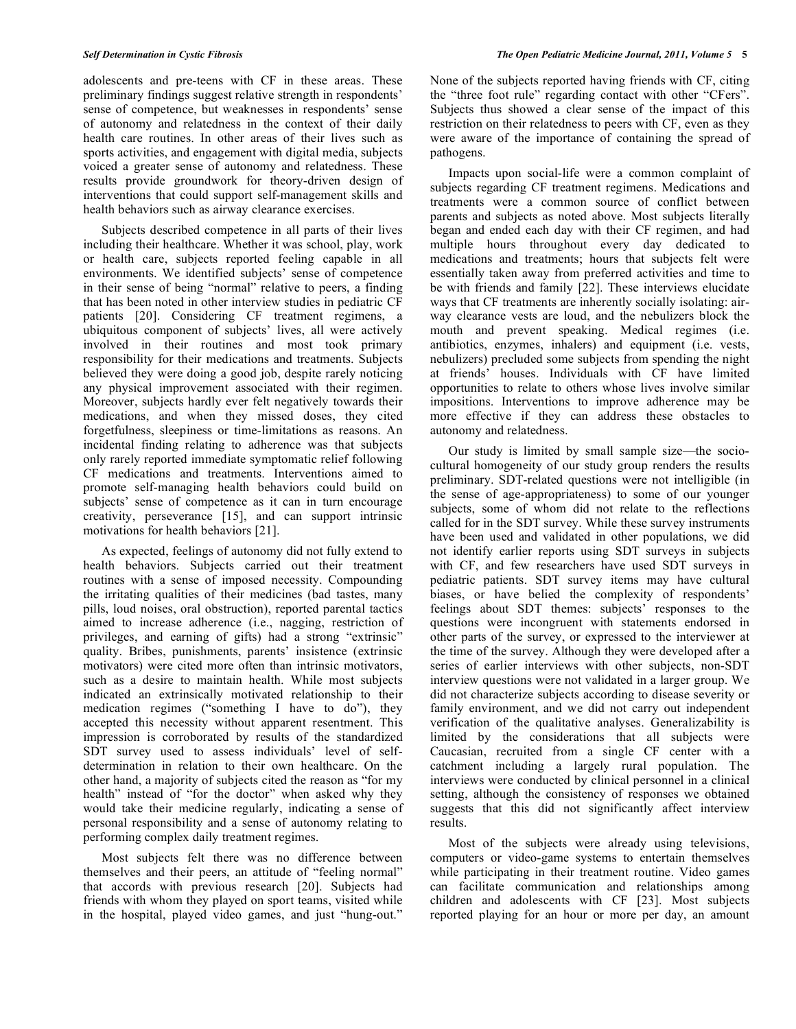adolescents and pre-teens with CF in these areas. These preliminary findings suggest relative strength in respondents' sense of competence, but weaknesses in respondents' sense of autonomy and relatedness in the context of their daily health care routines. In other areas of their lives such as sports activities, and engagement with digital media, subjects voiced a greater sense of autonomy and relatedness. These results provide groundwork for theory-driven design of interventions that could support self-management skills and health behaviors such as airway clearance exercises.

Subjects described competence in all parts of their lives including their healthcare. Whether it was school, play, work or health care, subjects reported feeling capable in all environments. We identified subjects' sense of competence in their sense of being "normal" relative to peers, a finding that has been noted in other interview studies in pediatric CF patients [20]. Considering CF treatment regimens, a ubiquitous component of subjects' lives, all were actively involved in their routines and most took primary responsibility for their medications and treatments. Subjects believed they were doing a good job, despite rarely noticing any physical improvement associated with their regimen. Moreover, subjects hardly ever felt negatively towards their medications, and when they missed doses, they cited forgetfulness, sleepiness or time-limitations as reasons. An incidental finding relating to adherence was that subjects only rarely reported immediate symptomatic relief following CF medications and treatments. Interventions aimed to promote self-managing health behaviors could build on subjects' sense of competence as it can in turn encourage creativity, perseverance [15], and can support intrinsic motivations for health behaviors [21].

As expected, feelings of autonomy did not fully extend to health behaviors. Subjects carried out their treatment routines with a sense of imposed necessity. Compounding the irritating qualities of their medicines (bad tastes, many pills, loud noises, oral obstruction), reported parental tactics aimed to increase adherence (i.e., nagging, restriction of privileges, and earning of gifts) had a strong "extrinsic" quality. Bribes, punishments, parents' insistence (extrinsic motivators) were cited more often than intrinsic motivators, such as a desire to maintain health. While most subjects indicated an extrinsically motivated relationship to their medication regimes ("something I have to do"), they accepted this necessity without apparent resentment. This impression is corroborated by results of the standardized SDT survey used to assess individuals' level of self-determination in relation to their own healthcare. On the other hand, a majority of subjects cited the reason as "for my health" instead of "for the doctor" when asked why they would take their medicine regularly, indicating a sense of personal responsibility and a sense of autonomy relating to performing complex daily treatment regimes.

Most subjects felt there was no difference between themselves and their peers, an attitude of "feeling normal" that accords with previous research [20]. Subjects had friends with whom they played on sport teams, visited while in the hospital, played video games, and just "hung-out." None of the subjects reported having friends with CF, citing the "three foot rule" regarding contact with other "CFers". Subjects thus showed a clear sense of the impact of this restriction on their relatedness to peers with CF, even as they were aware of the importance of containing the spread of pathogens.

Impacts upon social-life were a common complaint of subjects regarding CF treatment regimens. Medications and treatments were a common source of conflict between parents and subjects as noted above. Most subjects literally began and ended each day with their CF regimen, and had multiple hours throughout every day dedicated to medications and treatments; hours that subjects felt were essentially taken away from preferred activities and time to be with friends and family [22]. These interviews elucidate ways that CF treatments are inherently socially isolating: airway clearance vests are loud, and the nebulizers block the mouth and prevent speaking. Medical regimes (i.e. antibiotics, enzymes, inhalers) and equipment (i.e. vests, nebulizers) precluded some subjects from spending the night at friends' houses. Individuals with CF have limited opportunities to relate to others whose lives involve similar impositions. Interventions to improve adherence may be more effective if they can address these obstacles to autonomy and relatedness.

Our study is limited by small sample size—the socio-cultural homogeneity of our study group renders the results preliminary. SDT-related questions were not intelligible (in the sense of age-appropriateness) to some of our younger subjects, some of whom did not relate to the reflections called for in the SDT survey. While these survey instruments have been used and validated in other populations, we did not identify earlier reports using SDT surveys in subjects with CF, and few researchers have used SDT surveys in pediatric patients. SDT survey items may have cultural biases, or have belied the complexity of respondents' feelings about SDT themes: subjects' responses to the questions were incongruent with statements endorsed in other parts of the survey, or expressed to the interviewer at the time of the survey. Although they were developed after a series of earlier interviews with other subjects, non-SDT interview questions were not validated in a larger group. We did not characterize subjects according to disease severity or family environment, and we did not carry out independent verification of the qualitative analyses. Generalizability is limited by the considerations that all subjects were Caucasian, recruited from a single CF center with a catchment including a largely rural population. The interviews were conducted by clinical personnel in a clinical setting, although the consistency of responses we obtained suggests that this did not significantly affect interview results.

Most of the subjects were already using televisions, computers or video-game systems to entertain themselves while participating in their treatment routine. Video games can facilitate communication and relationships among children and adolescents with CF [23]. Most subjects reported playing for an hour or more per day, an amount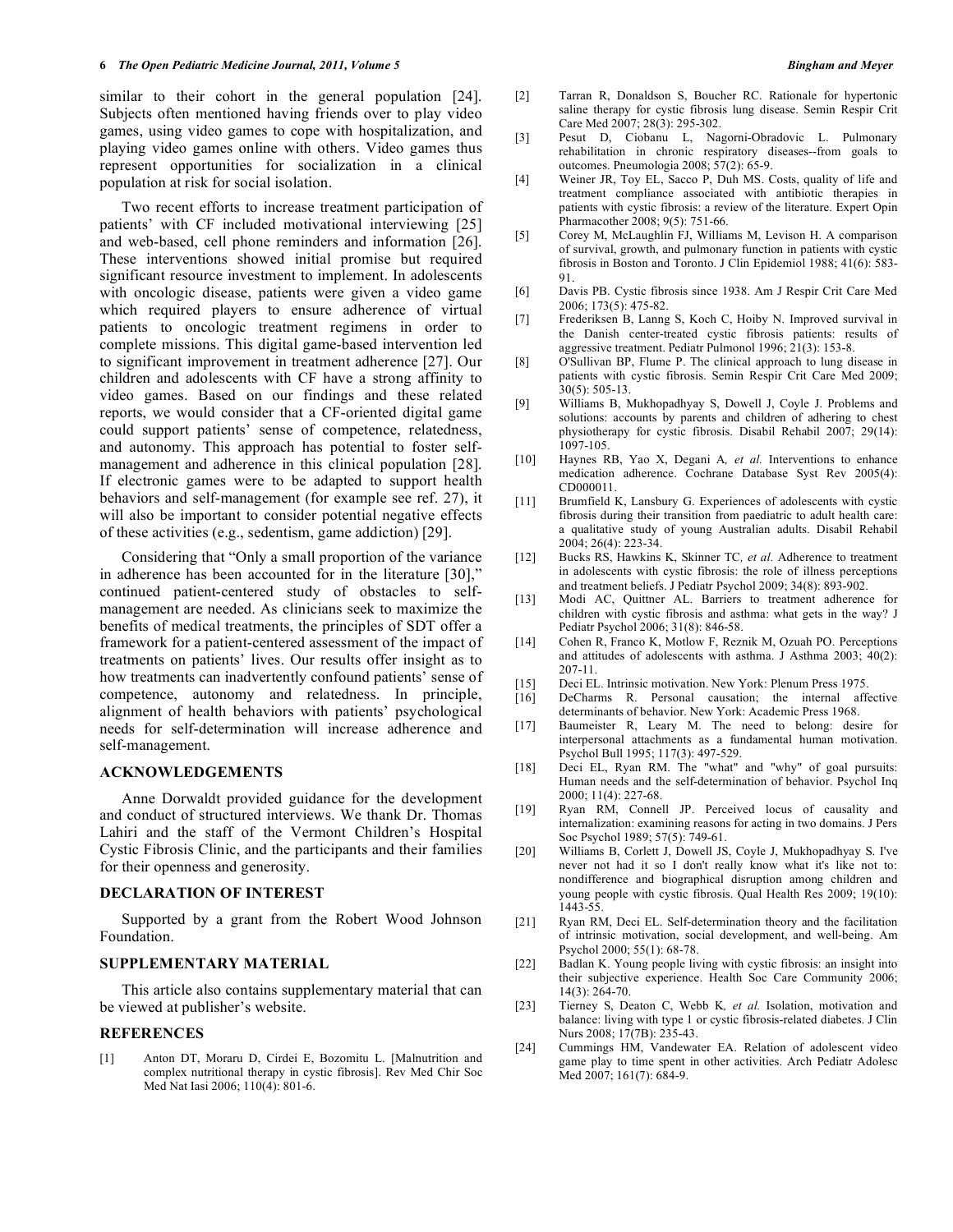similar to their cohort in the general population [24]. Subjects often mentioned having friends over to play video games, using video games to cope with hospitalization, and playing video games online with others. Video games thus represent opportunities for socialization in a clinical population at risk for social isolation.

Two recent efforts to increase treatment participation of patients' with CF included motivational interviewing [25] and web-based, cell phone reminders and information [26]. These interventions showed initial promise but required significant resource investment to implement. In adolescents with oncologic disease, patients were given a video game which required players to ensure adherence of virtual patients to oncologic treatment regimens in order to complete missions. This digital game-based intervention led to significant improvement in treatment adherence [27]. Our children and adolescents with CF have a strong affinity to video games. Based on our findings and these related reports, we would consider that a CF-oriented digital game could support patients' sense of competence, relatedness, and autonomy. This approach has potential to foster self-management and adherence in this clinical population [28]. If electronic games were to be adapted to support health behaviors and self-management (for example see ref. 27), it will also be important to consider potential negative effects of these activities (e.g., sedentism, game addiction) [29].

Considering that "Only a small proportion of the variance in adherence has been accounted for in the literature [30]," continued patient-centered study of obstacles to self-management are needed. As clinicians seek to maximize the benefits of medical treatments, the principles of SDT offer a framework for a patient-centered assessment of the impact of treatments on patients' lives. Our results offer insight as to how treatments can inadvertently confound patients' sense of competence, autonomy and relatedness. In principle, alignment of health behaviors with patients' psychological needs for self-determination will increase adherence and self-management.

## ACKNOWLEDGEMENTS

Anne Dorwaldt provided guidance for the development and conduct of structured interviews. We thank Dr. Thomas Lahiri and the staff of the Vermont Children's Hospital Cystic Fibrosis Clinic, and the participants and their families for their openness and generosity.

## DECLARATION OF INTEREST

Supported by a grant from the Robert Wood Johnson Foundation.

## SUPPLEMENTARY MATERIAL

This article also contains supplementary material that can be viewed at publisher's website.

## REFERENCES

[1] Anton DT, Moraru D, Cirdei E, Bozomitu L. [Malnutrition and complex nutritional therapy in cystic fibrosis]. Rev Med Chir Soc Med Nat Iasi 2006; 110(4): 801-6.

[2] Tarran R, Donaldson S, Boucher RC. Rationale for hypertonic saline therapy for cystic fibrosis lung disease. Semin Respir Crit Care Med 2007; 28(3): 295-302.

[3] Pesut D, Ciobanu L, Nagorni-Obradovic L. Pulmonary rehabilitation in chronic respiratory diseases--from goals to outcomes. Pneumologia 2008; 57(2): 65-9.

[4] Weiner JR, Toy EL, Sacco P, Duh MS. Costs, quality of life and treatment compliance associated with antibiotic therapies in patients with cystic fibrosis: a review of the literature. Expert Opin Pharmacother 2008; 9(5): 751-66.

[5] Corey M, McLaughlin FJ, Williams M, Levison H. A comparison of survival, growth, and pulmonary function in patients with cystic fibrosis in Boston and Toronto. J Clin Epidemiol 1988; 41(6): 583-91.

[6] Davis PB. Cystic fibrosis since 1938. Am J Respir Crit Care Med 2006; 173(5): 475-82.

[7] Frederiksen B, Lanng S, Koch C, Hoiby N. Improved survival in the Danish center-treated cystic fibrosis patients: results of aggressive treatment. Pediatr Pulmonol 1996; 21(3): 153-8.

[8] O'Sullivan BP, Flume P. The clinical approach to lung disease in patients with cystic fibrosis. Semin Respir Crit Care Med 2009; 30(5): 505-13.

[9] Williams B, Mukhopadhyay S, Dowell J, Coyle J. Problems and solutions: accounts by parents and children of adhering to chest physiotherapy for cystic fibrosis. Disabil Rehabil 2007; 29(14): 1097-105.

[10] Haynes RB, Yao X, Degani A, *et al.* Interventions to enhance medication adherence. Cochrane Database Syst Rev 2005(4): CD000011.

[11] Brumfield K, Lansbury G. Experiences of adolescents with cystic fibrosis during their transition from paediatric to adult health care: a qualitative study of young Australian adults. Disabil Rehabil 2004; 26(4): 223-34.

[12] Bucks RS, Hawkins K, Skinner TC, *et al.* Adherence to treatment in adolescents with cystic fibrosis: the role of illness perceptions and treatment beliefs. J Pediatr Psychol 2009; 34(8): 893-902.

[13] Modi AC, Quittner AL. Barriers to treatment adherence for children with cystic fibrosis and asthma: what gets in the way? J Pediatr Psychol 2006; 31(8): 846-58.

[14] Cohen R, Franco K, Motlow F, Reznik M, Ozuah PO. Perceptions and attitudes of adolescents with asthma. J Asthma 2003; 40(2): 207-11.

[15] Deci EL. Intrinsic motivation. New York: Plenum Press 1975.

[16] DeCharms R. Personal causation; the internal affective determinants of behavior. New York: Academic Press 1968.

[17] Baumeister R, Leary M. The need to belong: desire for interpersonal attachments as a fundamental human motivation. Psychol Bull 1995; 117(3): 497-529.

[18] Deci EL, Ryan RM. The "what" and "why" of goal pursuits: Human needs and the self-determination of behavior. Psychol Inq 2000; 11(4): 227-68.

[19] Ryan RM, Connell JP. Perceived locus of causality and internalization: examining reasons for acting in two domains. J Pers Soc Psychol 1989; 57(5): 749-61.

[20] Williams B, Corlett J, Dowell JS, Coyle J, Mukhopadhyay S. I've never not had it so I don't really know what it's like not to: nondifference and biographical disruption among children and young people with cystic fibrosis. Qual Health Res 2009; 19(10): 1443-55.

[21] Ryan RM, Deci EL. Self-determination theory and the facilitation of intrinsic motivation, social development, and well-being. Am Psychol 2000; 55(1): 68-78.

[22] Badlan K. Young people living with cystic fibrosis: an insight into their subjective experience. Health Soc Care Community 2006; 14(3): 264-70.

[23] Tierney S, Deaton C, Webb K, *et al.* Isolation, motivation and balance: living with type 1 or cystic fibrosis-related diabetes. J Clin Nurs 2008; 17(7B): 235-43.

[24] Cummings HM, Vandewater EA. Relation of adolescent video game play to time spent in other activities. Arch Pediatr Adolesc Med 2007; 161(7): 684-9.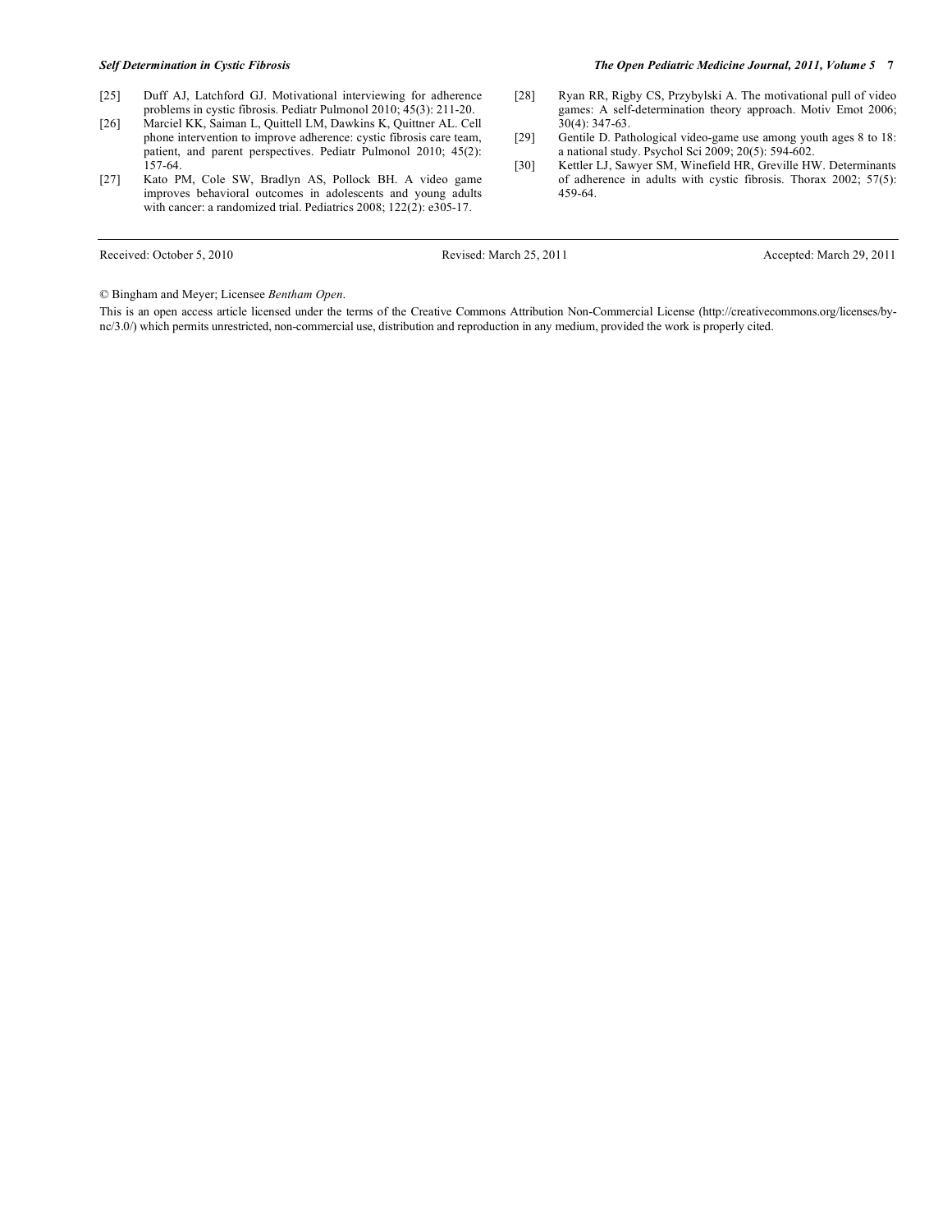[25] Duff AJ, Latchford GJ. Motivational interviewing for adherence problems in cystic fibrosis. Pediatr Pulmonol 2010; 45(3): 211-20.

[26] Marciel KK, Saiman L, Quittell LM, Dawkins K, Quittner AL. Cell phone intervention to improve adherence: cystic fibrosis care team, patient, and parent perspectives. Pediatr Pulmonol 2010; 45(2): 157-64.

[27] Kato PM, Cole SW, Bradlyn AS, Pollock BH. A video game improves behavioral outcomes in adolescents and young adults with cancer: a randomized trial. Pediatrics 2008; 122(2): e305-17.

[28] Ryan RR, Rigby CS, Przybylski A. The motivational pull of video games: A self-determination theory approach. Motiv Emot 2006; 30(4): 347-63.

[29] Gentile D. Pathological video-game use among youth ages 8 to 18: a national study. Psychol Sci 2009; 20(5): 594-602.

[30] Kettler LJ, Sawyer SM, Winefield HR, Greville HW. Determinants of adherence in adults with cystic fibrosis. Thorax 2002; 57(5): 459-64.

---

Received: October 5, 2010 | Revised: March 25, 2011 | Accepted: March 29, 2011

© Bingham and Meyer; Licensee *Bentham Open*.

This is an open access article licensed under the terms of the Creative Commons Attribution Non-Commercial License (http://creativecommons.org/licenses/by-nc/3.0/) which permits unrestricted, non-commercial use, distribution and reproduction in any medium, provided the work is properly cited.